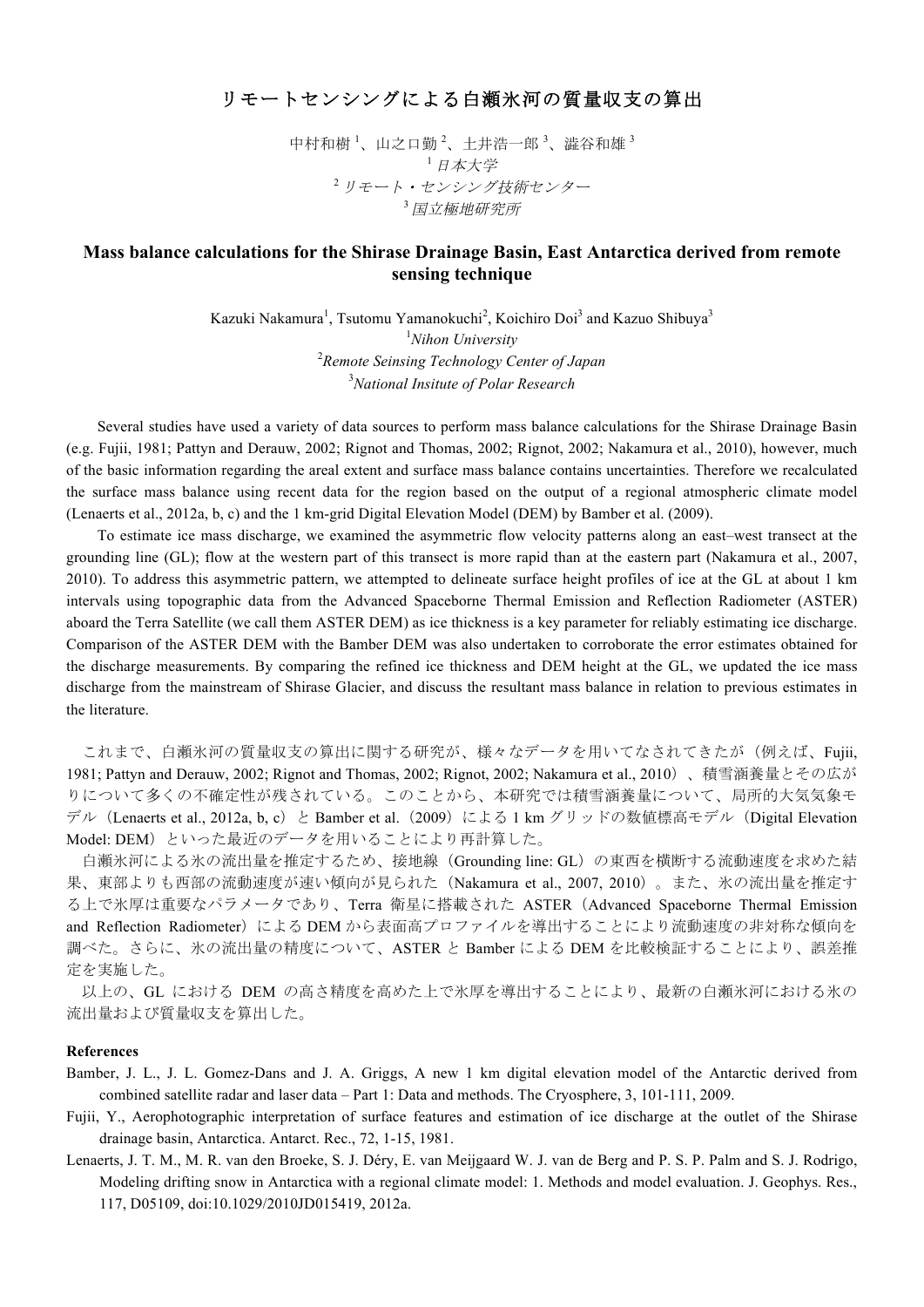# リモートセンシングによる白瀬氷河の質量収支の算出

中村和樹[1]、山之口勤[2]、土井浩一郎[3]、澁谷和雄[3]

[1] *日本大学*

[2] *リモート・センシング技術センター*

[3] *国立極地研究所*

## Mass balance calculations for the Shirase Drainage Basin, East Antarctica derived from remote sensing technique

Kazuki Nakamura[1], Tsutomu Yamanokuchi[2], Koichiro Doi[3] and Kazuo Shibuya[3]

[1] *Nihon University*

[2] *Remote Seinsing Technology Center of Japan*

[3] *National Insitute of Polar Research*

Several studies have used a variety of data sources to perform mass balance calculations for the Shirase Drainage Basin (e.g. Fujii, 1981; Pattyn and Derauw, 2002; Rignot and Thomas, 2002; Rignot, 2002; Nakamura et al., 2010), however, much of the basic information regarding the areal extent and surface mass balance contains uncertainties. Therefore we recalculated the surface mass balance using recent data for the region based on the output of a regional atmospheric climate model (Lenaerts et al., 2012a, b, c) and the 1 km-grid Digital Elevation Model (DEM) by Bamber et al. (2009).

To estimate ice mass discharge, we examined the asymmetric flow velocity patterns along an east–west transect at the grounding line (GL); flow at the western part of this transect is more rapid than at the eastern part (Nakamura et al., 2007, 2010). To address this asymmetric pattern, we attempted to delineate surface height profiles of ice at the GL at about 1 km intervals using topographic data from the Advanced Spaceborne Thermal Emission and Reflection Radiometer (ASTER) aboard the Terra Satellite (we call them ASTER DEM) as ice thickness is a key parameter for reliably estimating ice discharge. Comparison of the ASTER DEM with the Bamber DEM was also undertaken to corroborate the error estimates obtained for the discharge measurements. By comparing the refined ice thickness and DEM height at the GL, we updated the ice mass discharge from the mainstream of Shirase Glacier, and discuss the resultant mass balance in relation to previous estimates in the literature.

これまで、白瀬氷河の質量収支の算出に関する研究が、様々なデータを用いてなされてきたが（例えば、Fujii, 1981; Pattyn and Derauw, 2002; Rignot and Thomas, 2002; Rignot, 2002; Nakamura et al., 2010）、積雪涵養量とその広がりについて多くの不確定性が残されている。このことから、本研究では積雪涵養量について、局所的大気気象モデル（Lenaerts et al., 2012a, b, c）と Bamber et al.（2009）による 1 km グリッドの数値標高モデル（Digital Elevation Model: DEM）といった最近のデータを用いることにより再計算した。

白瀬氷河による氷の流出量を推定するため、接地線（Grounding line: GL）の東西を横断する流動速度を求めた結果、東部よりも西部の流動速度が速い傾向が見られた（Nakamura et al., 2007, 2010）。また、氷の流出量を推定する上で氷厚は重要なパラメータであり、Terra 衛星に搭載された ASTER（Advanced Spaceborne Thermal Emission and Reflection Radiometer）による DEM から表面高プロファイルを導出することにより流動速度の非対称な傾向を調べた。さらに、氷の流出量の精度について、ASTER と Bamber による DEM を比較検証することにより、誤差推定を実施した。

以上の、GL における DEM の高さ精度を高めた上で氷厚を導出することにより、最新の白瀬氷河における氷の流出量および質量収支を算出した。

**References**

Bamber, J. L., J. L. Gomez-Dans and J. A. Griggs, A new 1 km digital elevation model of the Antarctic derived from combined satellite radar and laser data – Part 1: Data and methods. The Cryosphere, 3, 101-111, 2009.

Fujii, Y., Aerophotographic interpretation of surface features and estimation of ice discharge at the outlet of the Shirase drainage basin, Antarctica. Antarct. Rec., 72, 1-15, 1981.

Lenaerts, J. T. M., M. R. van den Broeke, S. J. Déry, E. van Meijgaard W. J. van de Berg and P. S. P. Palm and S. J. Rodrigo, Modeling drifting snow in Antarctica with a regional climate model: 1. Methods and model evaluation. J. Geophys. Res., 117, D05109, doi:10.1029/2010JD015419, 2012a.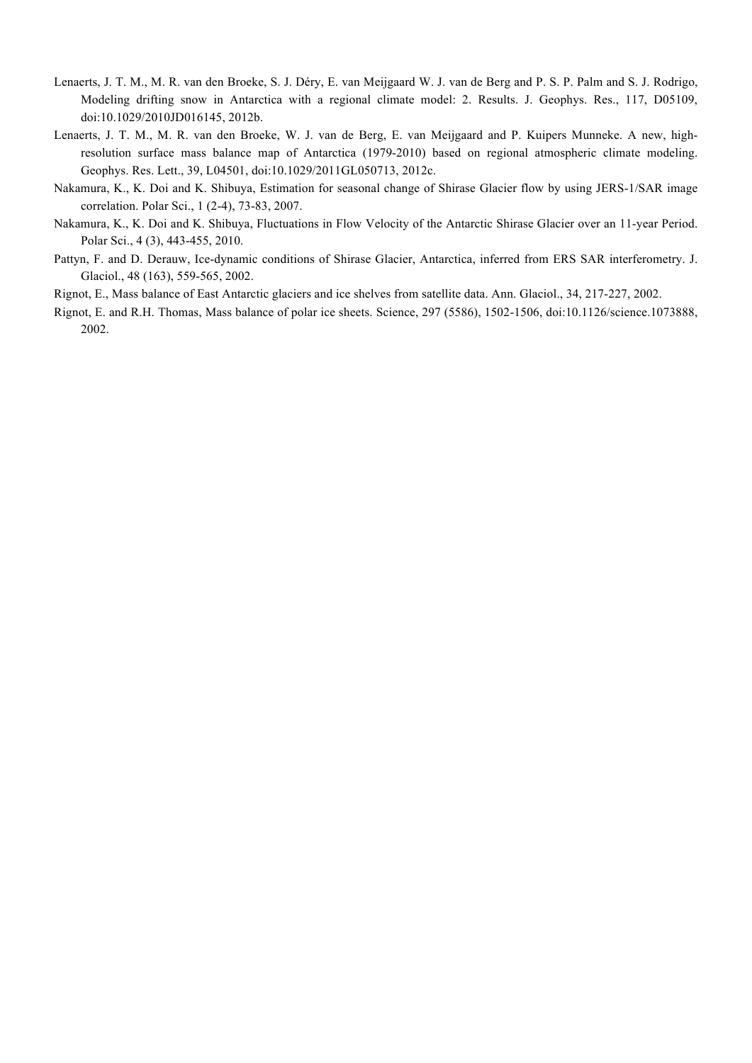Lenaerts, J. T. M., M. R. van den Broeke, S. J. Déry, E. van Meijgaard W. J. van de Berg and P. S. P. Palm and S. J. Rodrigo, Modeling drifting snow in Antarctica with a regional climate model: 2. Results. J. Geophys. Res., 117, D05109, doi:10.1029/2010JD016145, 2012b.

Lenaerts, J. T. M., M. R. van den Broeke, W. J. van de Berg, E. van Meijgaard and P. Kuipers Munneke. A new, high-resolution surface mass balance map of Antarctica (1979-2010) based on regional atmospheric climate modeling. Geophys. Res. Lett., 39, L04501, doi:10.1029/2011GL050713, 2012c.

Nakamura, K., K. Doi and K. Shibuya, Estimation for seasonal change of Shirase Glacier flow by using JERS-1/SAR image correlation. Polar Sci., 1 (2-4), 73-83, 2007.

Nakamura, K., K. Doi and K. Shibuya, Fluctuations in Flow Velocity of the Antarctic Shirase Glacier over an 11-year Period. Polar Sci., 4 (3), 443-455, 2010.

Pattyn, F. and D. Derauw, Ice-dynamic conditions of Shirase Glacier, Antarctica, inferred from ERS SAR interferometry. J. Glaciol., 48 (163), 559-565, 2002.

Rignot, E., Mass balance of East Antarctic glaciers and ice shelves from satellite data. Ann. Glaciol., 34, 217-227, 2002.

Rignot, E. and R.H. Thomas, Mass balance of polar ice sheets. Science, 297 (5586), 1502-1506, doi:10.1126/science.1073888, 2002.